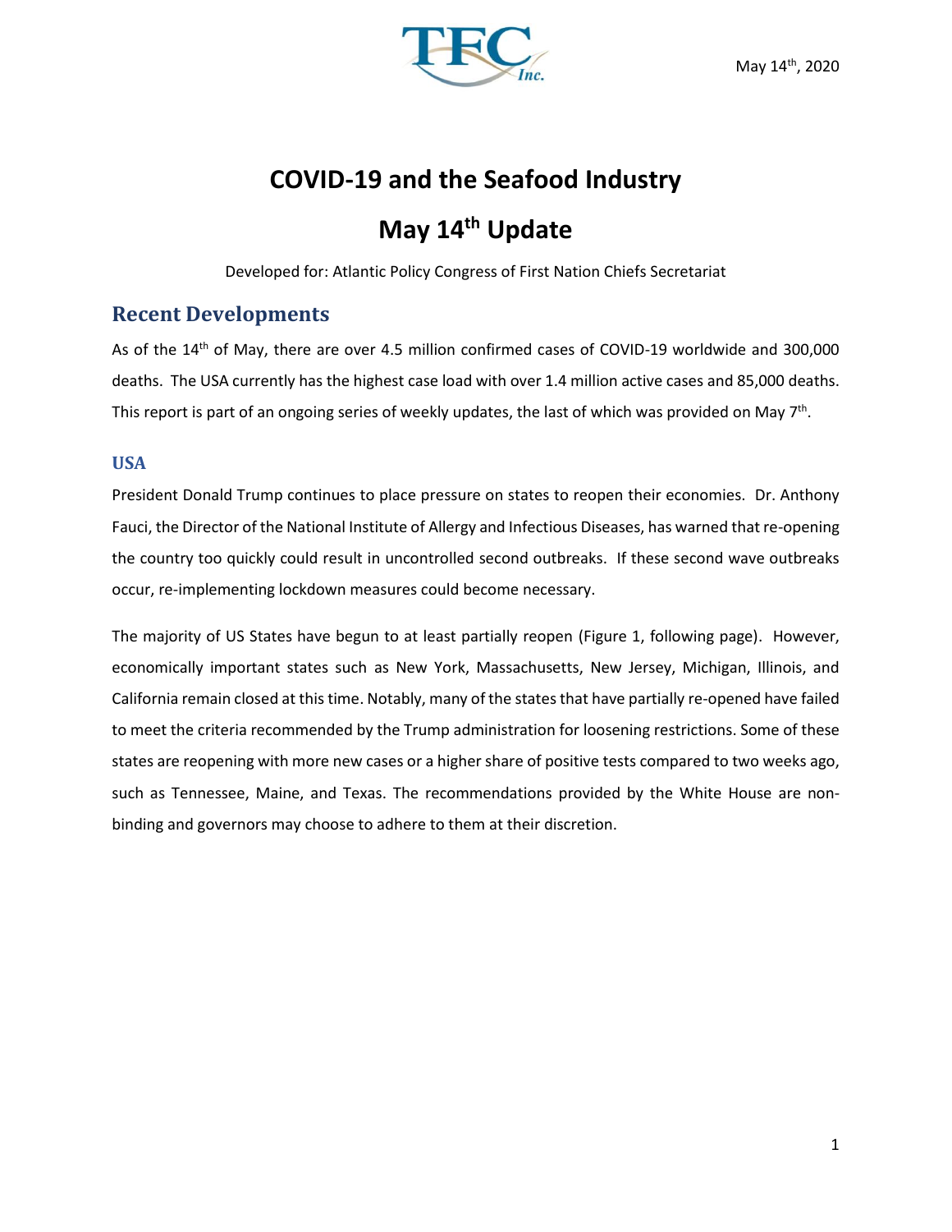May 14th, 2020

# COVID-19 and the Seafood Industry

# May 14th Update

Developed for: Atlantic Policy Congress of First Nation Chiefs Secretariat

## Recent Developments

As of the 14th of May, there are over 4.5 million confirmed cases of COVID-19 worldwide and 300,000 deaths. The USA currently has the highest case load with over 1.4 million active cases and 85,000 deaths. This report is part of an ongoing series of weekly updates, the last of which was provided on May 7th.

### USA

President Donald Trump continues to place pressure on states to reopen their economies. Dr. Anthony Fauci, the Director of the National Institute of Allergy and Infectious Diseases, has warned that re-opening the country too quickly could result in uncontrolled second outbreaks. If these second wave outbreaks occur, re-implementing lockdown measures could become necessary.

The majority of US States have begun to at least partially reopen (Figure 1, following page). However, economically important states such as New York, Massachusetts, New Jersey, Michigan, Illinois, and California remain closed at this time. Notably, many of the states that have partially re-opened have failed to meet the criteria recommended by the Trump administration for loosening restrictions. Some of these states are reopening with more new cases or a higher share of positive tests compared to two weeks ago, such as Tennessee, Maine, and Texas. The recommendations provided by the White House are non-binding and governors may choose to adhere to them at their discretion.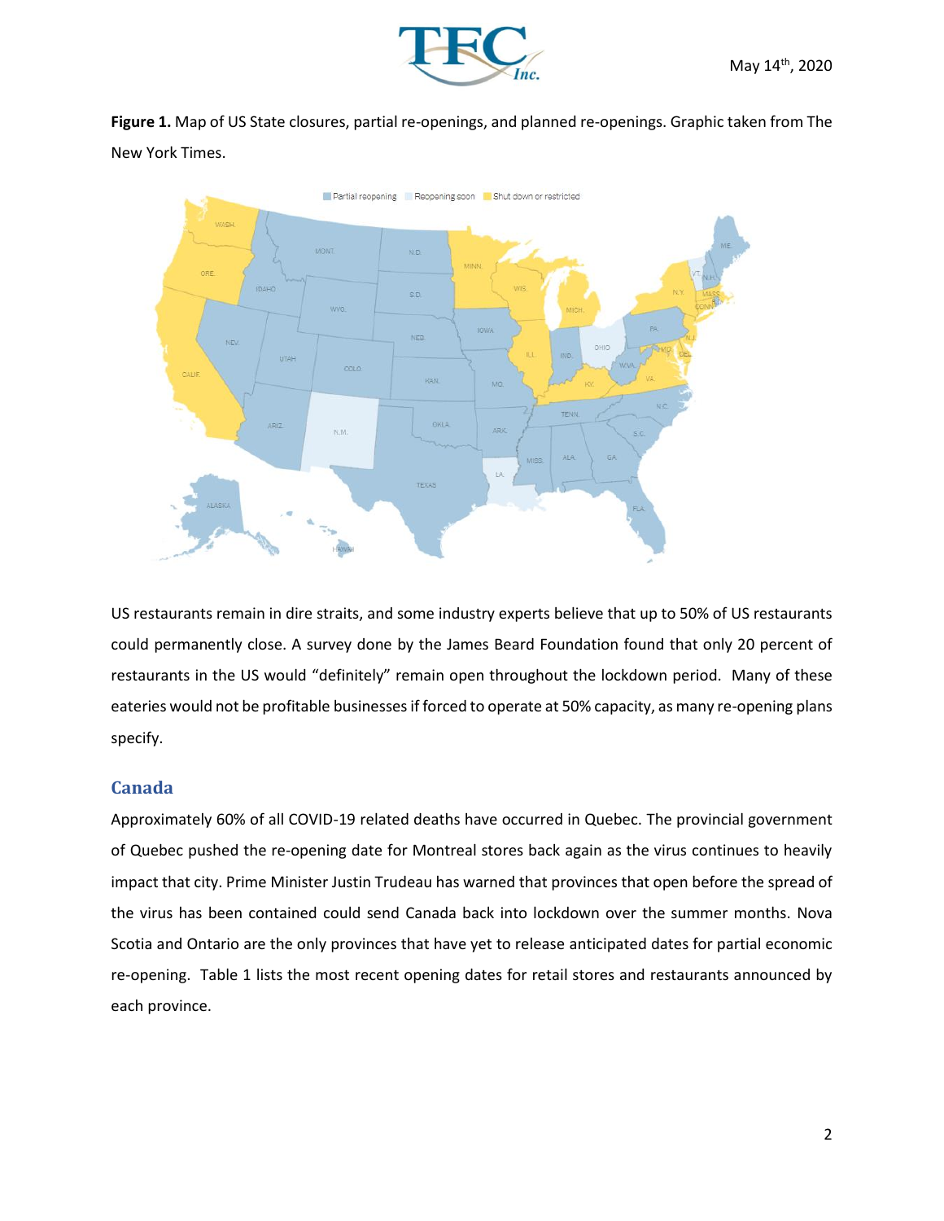**Figure 1.** Map of US State closures, partial re-openings, and planned re-openings. Graphic taken from The New York Times.

US restaurants remain in dire straits, and some industry experts believe that up to 50% of US restaurants could permanently close. A survey done by the James Beard Foundation found that only 20 percent of restaurants in the US would "definitely" remain open throughout the lockdown period. Many of these eateries would not be profitable businesses if forced to operate at 50% capacity, as many re-opening plans specify.

## Canada

Approximately 60% of all COVID-19 related deaths have occurred in Quebec. The provincial government of Quebec pushed the re-opening date for Montreal stores back again as the virus continues to heavily impact that city. Prime Minister Justin Trudeau has warned that provinces that open before the spread of the virus has been contained could send Canada back into lockdown over the summer months. Nova Scotia and Ontario are the only provinces that have yet to release anticipated dates for partial economic re-opening. Table 1 lists the most recent opening dates for retail stores and restaurants announced by each province.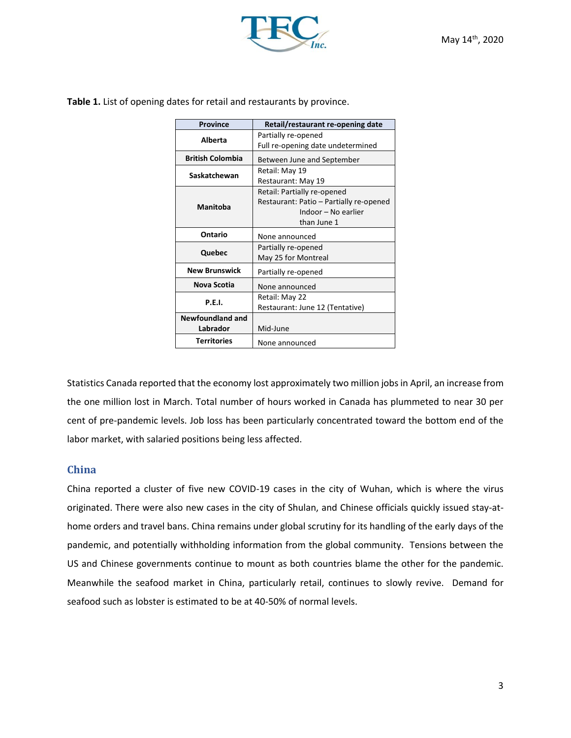**Table 1.** List of opening dates for retail and restaurants by province.

| Province | Retail/restaurant re-opening date |
| --- | --- |
| **Alberta** | Partially re-opened<br>Full re-opening date undetermined |
| **British Colombia** | Between June and September |
| **Saskatchewan** | Retail: May 19<br>Restaurant: May 19 |
| **Manitoba** | Retail: Partially re-opened<br>Restaurant: Patio – Partially re-opened<br>Indoor – No earlier than June 1 |
| **Ontario** | None announced |
| **Quebec** | Partially re-opened<br>May 25 for Montreal |
| **New Brunswick** | Partially re-opened |
| **Nova Scotia** | None announced |
| **P.E.I.** | Retail: May 22<br>Restaurant: June 12 (Tentative) |
| **Newfoundland and Labrador** | Mid-June |
| **Territories** | None announced |

Statistics Canada reported that the economy lost approximately two million jobs in April, an increase from the one million lost in March. Total number of hours worked in Canada has plummeted to near 30 per cent of pre-pandemic levels. Job loss has been particularly concentrated toward the bottom end of the labor market, with salaried positions being less affected.

## China

China reported a cluster of five new COVID-19 cases in the city of Wuhan, which is where the virus originated. There were also new cases in the city of Shulan, and Chinese officials quickly issued stay-at-home orders and travel bans. China remains under global scrutiny for its handling of the early days of the pandemic, and potentially withholding information from the global community. Tensions between the US and Chinese governments continue to mount as both countries blame the other for the pandemic. Meanwhile the seafood market in China, particularly retail, continues to slowly revive. Demand for seafood such as lobster is estimated to be at 40-50% of normal levels.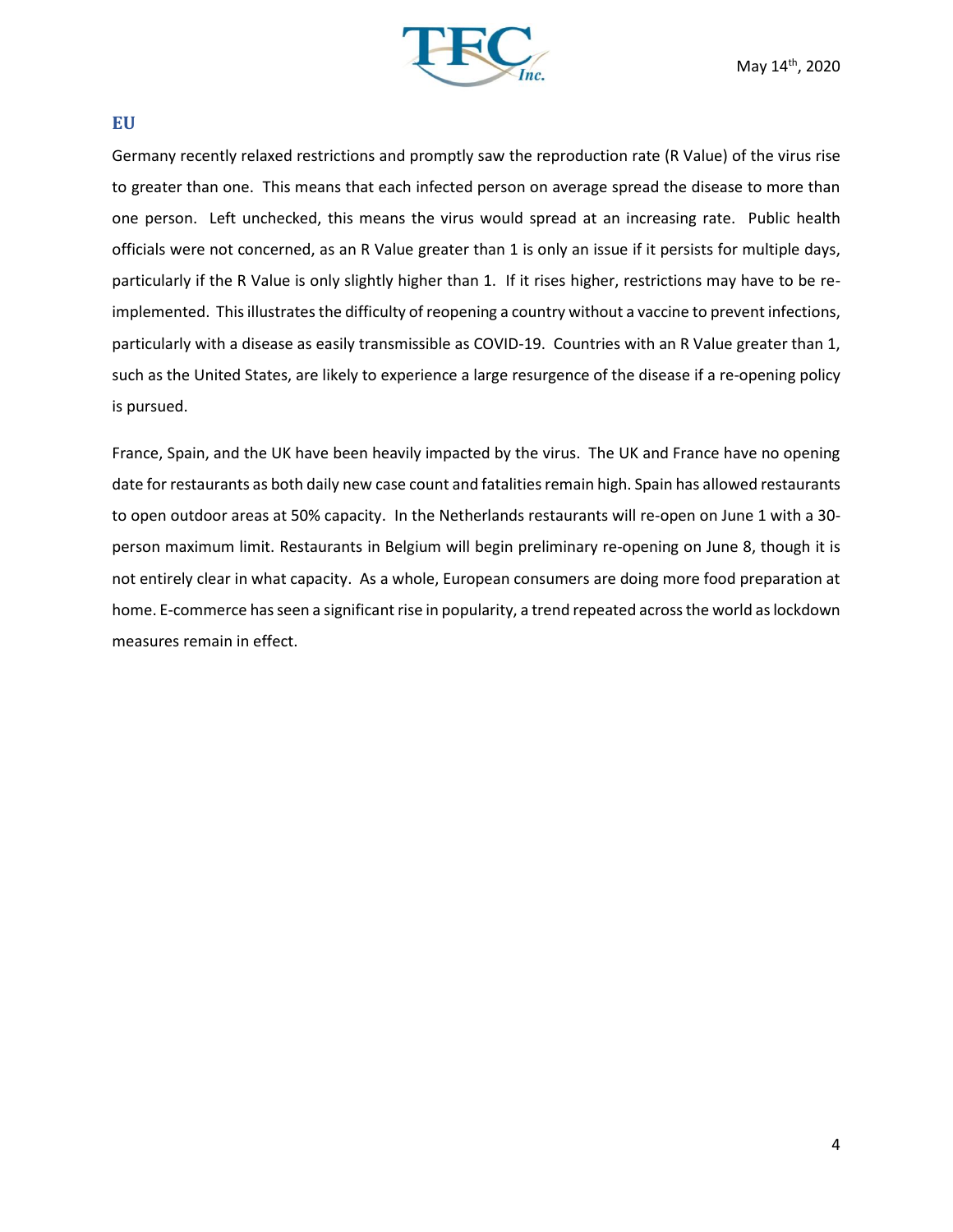## EU

Germany recently relaxed restrictions and promptly saw the reproduction rate (R Value) of the virus rise to greater than one. This means that each infected person on average spread the disease to more than one person. Left unchecked, this means the virus would spread at an increasing rate. Public health officials were not concerned, as an R Value greater than 1 is only an issue if it persists for multiple days, particularly if the R Value is only slightly higher than 1. If it rises higher, restrictions may have to be re-implemented. This illustrates the difficulty of reopening a country without a vaccine to prevent infections, particularly with a disease as easily transmissible as COVID-19. Countries with an R Value greater than 1, such as the United States, are likely to experience a large resurgence of the disease if a re-opening policy is pursued.

France, Spain, and the UK have been heavily impacted by the virus. The UK and France have no opening date for restaurants as both daily new case count and fatalities remain high. Spain has allowed restaurants to open outdoor areas at 50% capacity. In the Netherlands restaurants will re-open on June 1 with a 30-person maximum limit. Restaurants in Belgium will begin preliminary re-opening on June 8, though it is not entirely clear in what capacity. As a whole, European consumers are doing more food preparation at home. E-commerce has seen a significant rise in popularity, a trend repeated across the world as lockdown measures remain in effect.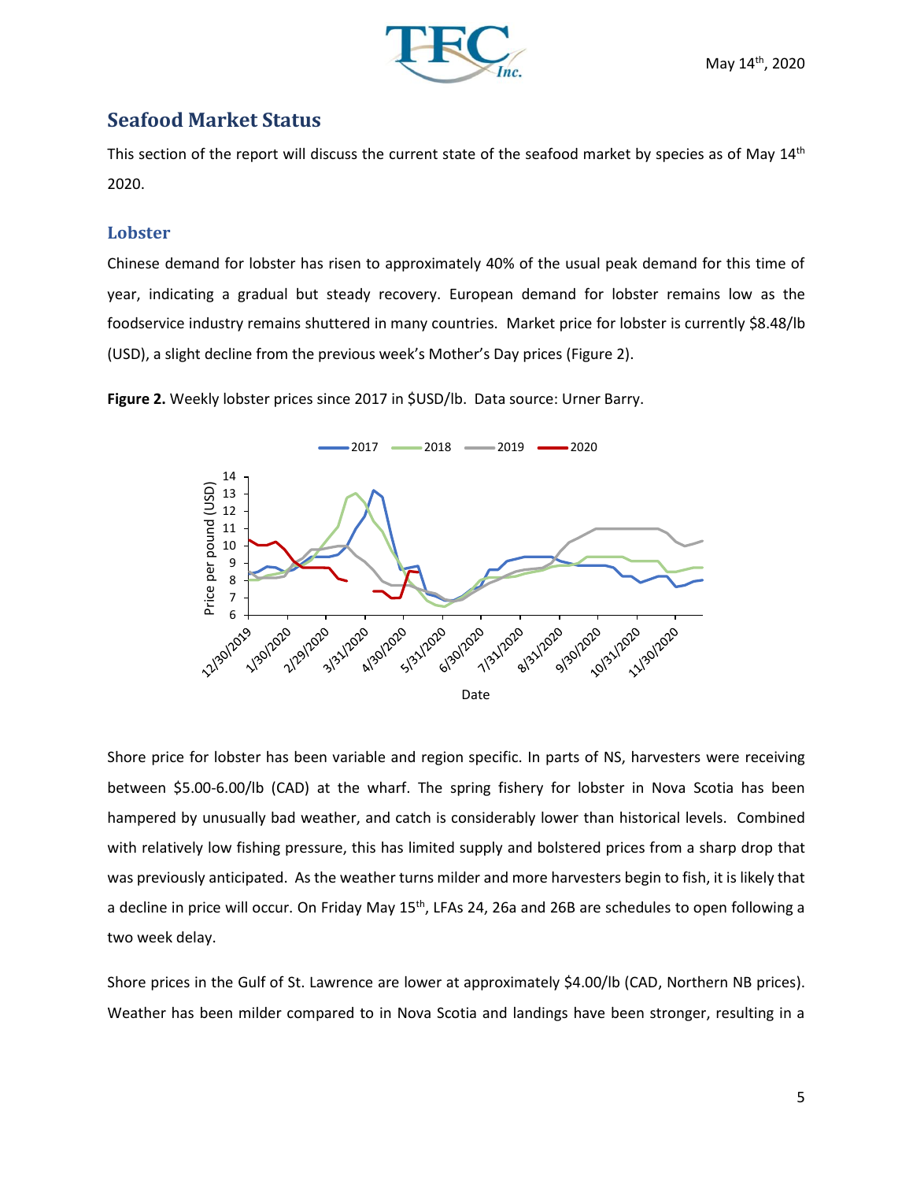## Seafood Market Status

This section of the report will discuss the current state of the seafood market by species as of May 14th 2020.

### Lobster

Chinese demand for lobster has risen to approximately 40% of the usual peak demand for this time of year, indicating a gradual but steady recovery. European demand for lobster remains low as the foodservice industry remains shuttered in many countries. Market price for lobster is currently $8.48/lb (USD), a slight decline from the previous week's Mother's Day prices (Figure 2).

**Figure 2.** Weekly lobster prices since 2017 in $USD/lb. Data source: Urner Barry.

Shore price for lobster has been variable and region specific. In parts of NS, harvesters were receiving between $5.00-6.00/lb (CAD) at the wharf. The spring fishery for lobster in Nova Scotia has been hampered by unusually bad weather, and catch is considerably lower than historical levels. Combined with relatively low fishing pressure, this has limited supply and bolstered prices from a sharp drop that was previously anticipated. As the weather turns milder and more harvesters begin to fish, it is likely that a decline in price will occur. On Friday May 15th, LFAs 24, 26a and 26B are schedules to open following a two week delay.

Shore prices in the Gulf of St. Lawrence are lower at approximately $4.00/lb (CAD, Northern NB prices). Weather has been milder compared to in Nova Scotia and landings have been stronger, resulting in a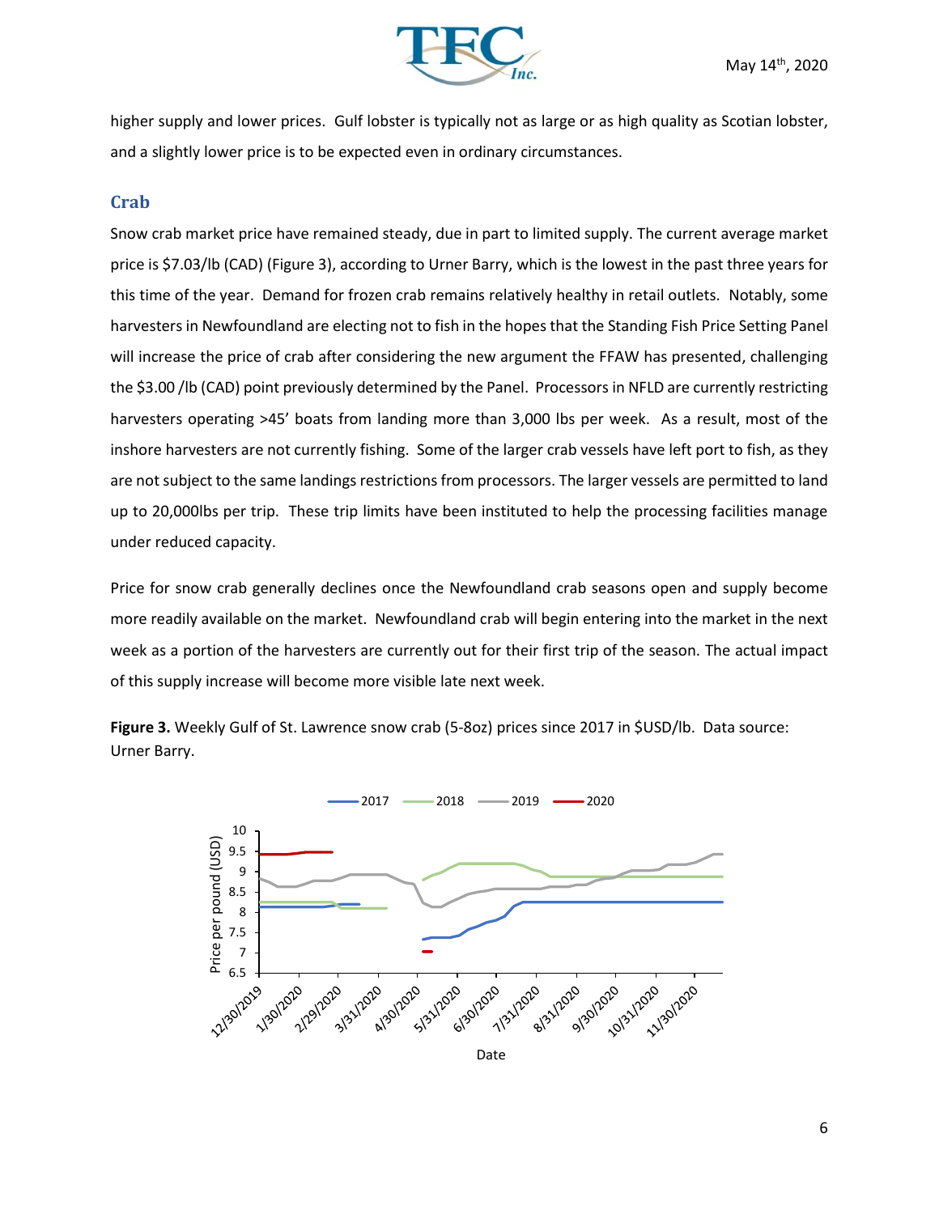higher supply and lower prices. Gulf lobster is typically not as large or as high quality as Scotian lobster, and a slightly lower price is to be expected even in ordinary circumstances.

## Crab

Snow crab market price have remained steady, due in part to limited supply. The current average market price is $7.03/lb (CAD) (Figure 3), according to Urner Barry, which is the lowest in the past three years for this time of the year. Demand for frozen crab remains relatively healthy in retail outlets. Notably, some harvesters in Newfoundland are electing not to fish in the hopes that the Standing Fish Price Setting Panel will increase the price of crab after considering the new argument the FFAW has presented, challenging the $3.00 /lb (CAD) point previously determined by the Panel. Processors in NFLD are currently restricting harvesters operating >45' boats from landing more than 3,000 lbs per week. As a result, most of the inshore harvesters are not currently fishing. Some of the larger crab vessels have left port to fish, as they are not subject to the same landings restrictions from processors. The larger vessels are permitted to land up to 20,000lbs per trip. These trip limits have been instituted to help the processing facilities manage under reduced capacity.

Price for snow crab generally declines once the Newfoundland crab seasons open and supply become more readily available on the market. Newfoundland crab will begin entering into the market in the next week as a portion of the harvesters are currently out for their first trip of the season. The actual impact of this supply increase will become more visible late next week.

**Figure 3.** Weekly Gulf of St. Lawrence snow crab (5-8oz) prices since 2017 in $USD/lb. Data source: Urner Barry.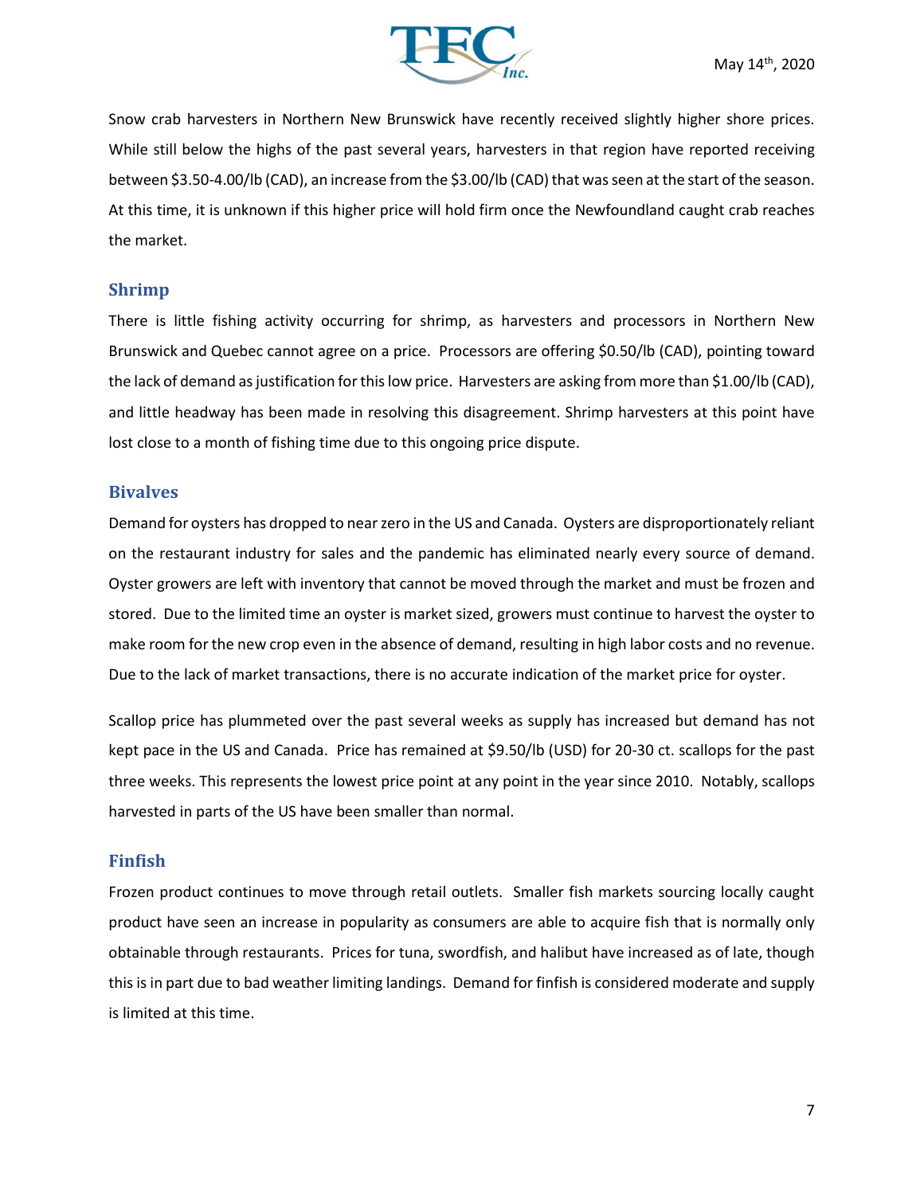Snow crab harvesters in Northern New Brunswick have recently received slightly higher shore prices. While still below the highs of the past several years, harvesters in that region have reported receiving between $3.50-4.00/lb (CAD), an increase from the $3.00/lb (CAD) that was seen at the start of the season. At this time, it is unknown if this higher price will hold firm once the Newfoundland caught crab reaches the market.

## Shrimp

There is little fishing activity occurring for shrimp, as harvesters and processors in Northern New Brunswick and Quebec cannot agree on a price. Processors are offering $0.50/lb (CAD), pointing toward the lack of demand as justification for this low price. Harvesters are asking from more than $1.00/lb (CAD), and little headway has been made in resolving this disagreement. Shrimp harvesters at this point have lost close to a month of fishing time due to this ongoing price dispute.

## Bivalves

Demand for oysters has dropped to near zero in the US and Canada. Oysters are disproportionately reliant on the restaurant industry for sales and the pandemic has eliminated nearly every source of demand. Oyster growers are left with inventory that cannot be moved through the market and must be frozen and stored. Due to the limited time an oyster is market sized, growers must continue to harvest the oyster to make room for the new crop even in the absence of demand, resulting in high labor costs and no revenue. Due to the lack of market transactions, there is no accurate indication of the market price for oyster.

Scallop price has plummeted over the past several weeks as supply has increased but demand has not kept pace in the US and Canada. Price has remained at $9.50/lb (USD) for 20-30 ct. scallops for the past three weeks. This represents the lowest price point at any point in the year since 2010. Notably, scallops harvested in parts of the US have been smaller than normal.

## Finfish

Frozen product continues to move through retail outlets. Smaller fish markets sourcing locally caught product have seen an increase in popularity as consumers are able to acquire fish that is normally only obtainable through restaurants. Prices for tuna, swordfish, and halibut have increased as of late, though this is in part due to bad weather limiting landings. Demand for finfish is considered moderate and supply is limited at this time.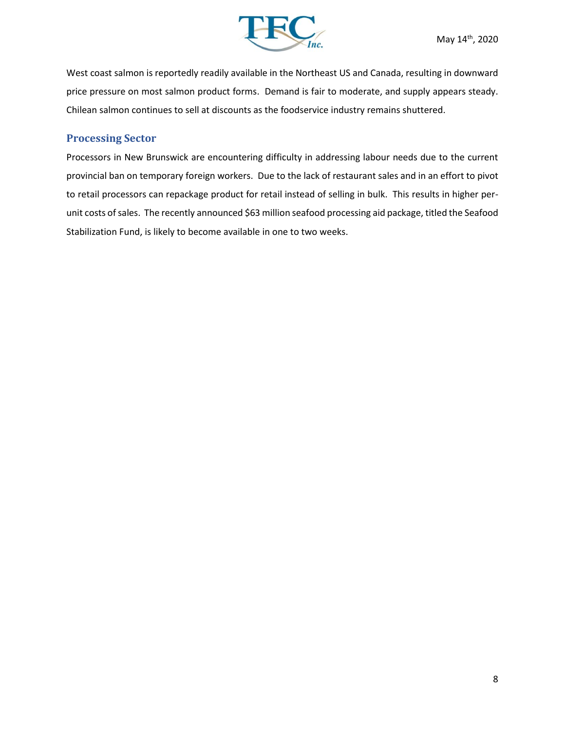West coast salmon is reportedly readily available in the Northeast US and Canada, resulting in downward price pressure on most salmon product forms. Demand is fair to moderate, and supply appears steady. Chilean salmon continues to sell at discounts as the foodservice industry remains shuttered.

## Processing Sector

Processors in New Brunswick are encountering difficulty in addressing labour needs due to the current provincial ban on temporary foreign workers. Due to the lack of restaurant sales and in an effort to pivot to retail processors can repackage product for retail instead of selling in bulk. This results in higher per-unit costs of sales. The recently announced $63 million seafood processing aid package, titled the Seafood Stabilization Fund, is likely to become available in one to two weeks.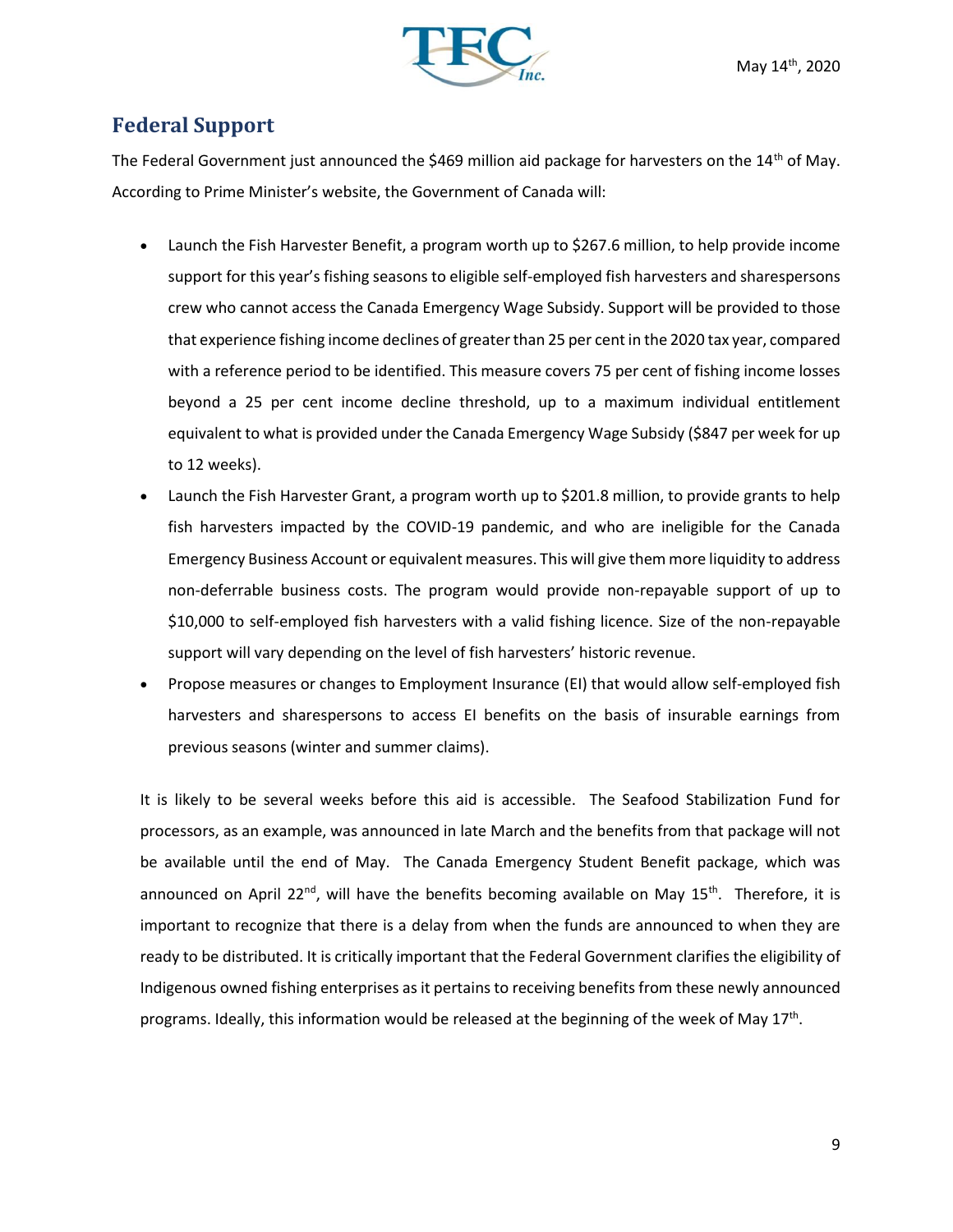## Federal Support

The Federal Government just announced the $469 million aid package for harvesters on the 14th of May. According to Prime Minister's website, the Government of Canada will:

- Launch the Fish Harvester Benefit, a program worth up to $267.6 million, to help provide income support for this year's fishing seasons to eligible self-employed fish harvesters and sharespersons crew who cannot access the Canada Emergency Wage Subsidy. Support will be provided to those that experience fishing income declines of greater than 25 per cent in the 2020 tax year, compared with a reference period to be identified. This measure covers 75 per cent of fishing income losses beyond a 25 per cent income decline threshold, up to a maximum individual entitlement equivalent to what is provided under the Canada Emergency Wage Subsidy ($847 per week for up to 12 weeks).
- Launch the Fish Harvester Grant, a program worth up to $201.8 million, to provide grants to help fish harvesters impacted by the COVID-19 pandemic, and who are ineligible for the Canada Emergency Business Account or equivalent measures. This will give them more liquidity to address non-deferrable business costs. The program would provide non-repayable support of up to $10,000 to self-employed fish harvesters with a valid fishing licence. Size of the non-repayable support will vary depending on the level of fish harvesters' historic revenue.
- Propose measures or changes to Employment Insurance (EI) that would allow self-employed fish harvesters and sharespersons to access EI benefits on the basis of insurable earnings from previous seasons (winter and summer claims).

It is likely to be several weeks before this aid is accessible. The Seafood Stabilization Fund for processors, as an example, was announced in late March and the benefits from that package will not be available until the end of May. The Canada Emergency Student Benefit package, which was announced on April 22nd, will have the benefits becoming available on May 15th. Therefore, it is important to recognize that there is a delay from when the funds are announced to when they are ready to be distributed. It is critically important that the Federal Government clarifies the eligibility of Indigenous owned fishing enterprises as it pertains to receiving benefits from these newly announced programs. Ideally, this information would be released at the beginning of the week of May 17th.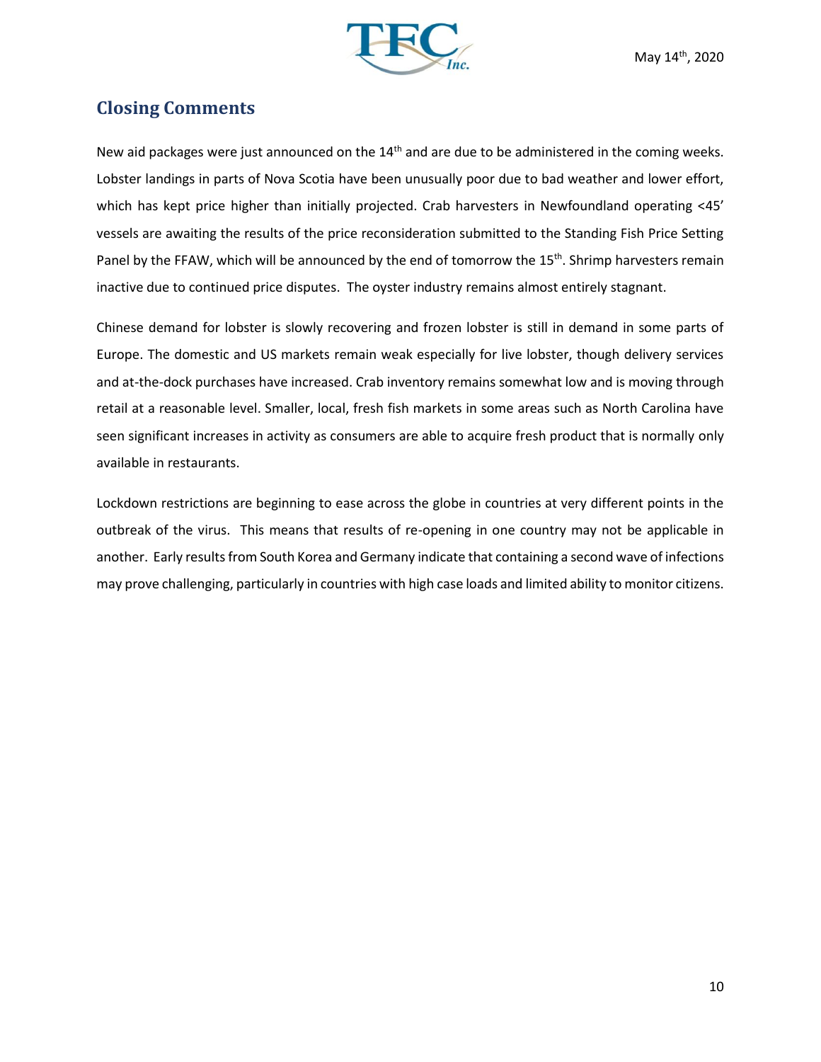## Closing Comments

New aid packages were just announced on the 14th and are due to be administered in the coming weeks. Lobster landings in parts of Nova Scotia have been unusually poor due to bad weather and lower effort, which has kept price higher than initially projected. Crab harvesters in Newfoundland operating <45' vessels are awaiting the results of the price reconsideration submitted to the Standing Fish Price Setting Panel by the FFAW, which will be announced by the end of tomorrow the 15th. Shrimp harvesters remain inactive due to continued price disputes. The oyster industry remains almost entirely stagnant.

Chinese demand for lobster is slowly recovering and frozen lobster is still in demand in some parts of Europe. The domestic and US markets remain weak especially for live lobster, though delivery services and at-the-dock purchases have increased. Crab inventory remains somewhat low and is moving through retail at a reasonable level. Smaller, local, fresh fish markets in some areas such as North Carolina have seen significant increases in activity as consumers are able to acquire fresh product that is normally only available in restaurants.

Lockdown restrictions are beginning to ease across the globe in countries at very different points in the outbreak of the virus. This means that results of re-opening in one country may not be applicable in another. Early results from South Korea and Germany indicate that containing a second wave of infections may prove challenging, particularly in countries with high case loads and limited ability to monitor citizens.